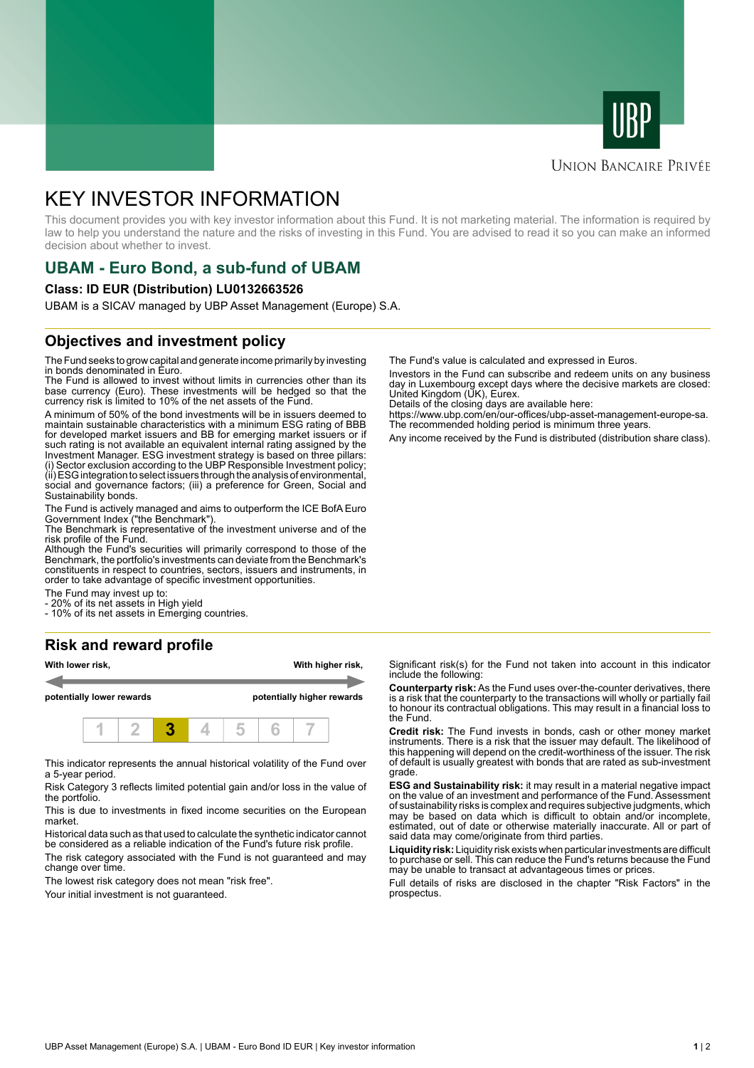UNION BANCAIRE PRIVÉE

# KEY INVESTOR INFORMATION

This document provides you with key investor information about this Fund. It is not marketing material. The information is required by law to help you understand the nature and the risks of investing in this Fund. You are advised to read it so you can make an informed decision about whether to invest.

## UBAM - Euro Bond, a sub-fund of UBAM

**Class: ID EUR (Distribution) LU0132663526**

UBAM is a SICAV managed by UBP Asset Management (Europe) S.A.

## Objectives and investment policy

The Fund seeks to grow capital and generate income primarily by investing in bonds denominated in Euro.

The Fund is allowed to invest without limits in currencies other than its base currency (Euro). These investments will be hedged so that the currency risk is limited to 10% of the net assets of the Fund.

A minimum of 50% of the bond investments will be in issuers deemed to maintain sustainable characteristics with a minimum ESG rating of BBB for developed market issuers and BB for emerging market issuers or if such rating is not available an equivalent internal rating assigned by the Investment Manager. ESG investment strategy is based on three pillars: (i) Sector exclusion according to the UBP Responsible Investment policy; (ii) ESG integration to select issuers through the analysis of environmental, social and governance factors; (iii) a preference for Green, Social and Sustainability bonds.

The Fund is actively managed and aims to outperform the ICE BofA Euro Government Index ("the Benchmark").

The Benchmark is representative of the investment universe and of the risk profile of the Fund.

Although the Fund's securities will primarily correspond to those of the Benchmark, the portfolio's investments can deviate from the Benchmark's constituents in respect to countries, sectors, issuers and instruments, in order to take advantage of specific investment opportunities.

The Fund may invest up to:

- 20% of its net assets in High yield
- 10% of its net assets in Emerging countries.

The Fund's value is calculated and expressed in Euros.

Investors in the Fund can subscribe and redeem units on any business day in Luxembourg except days where the decisive markets are closed: United Kingdom (UK), Eurex.

Details of the closing days are available here: https://www.ubp.com/en/our-offices/ubp-asset-management-europe-sa.

The recommended holding period is minimum three years.

Any income received by the Fund is distributed (distribution share class).

## Risk and reward profile

**With lower risk,** **potentially lower rewards** — **With higher risk,** **potentially higher rewards**

| 1 | 2 | **3** | 4 | 5 | 6 | 7 |
|---|---|---|---|---|---|---|

This indicator represents the annual historical volatility of the Fund over a 5-year period.

Risk Category 3 reflects limited potential gain and/or loss in the value of the portfolio.

This is due to investments in fixed income securities on the European market.

Historical data such as that used to calculate the synthetic indicator cannot be considered as a reliable indication of the Fund's future risk profile.

The risk category associated with the Fund is not guaranteed and may change over time.

The lowest risk category does not mean "risk free".

Your initial investment is not guaranteed.

Significant risk(s) for the Fund not taken into account in this indicator include the following:

**Counterparty risk:** As the Fund uses over-the-counter derivatives, there is a risk that the counterparty to the transactions will wholly or partially fail to honour its contractual obligations. This may result in a financial loss to the Fund.

**Credit risk:** The Fund invests in bonds, cash or other money market instruments. There is a risk that the issuer may default. The likelihood of this happening will depend on the credit-worthiness of the issuer. The risk of default is usually greatest with bonds that are rated as sub-investment grade.

**ESG and Sustainability risk:** it may result in a material negative impact on the value of an investment and performance of the Fund. Assessment of sustainability risks is complex and requires subjective judgments, which may be based on data which is difficult to obtain and/or incomplete, estimated, out of date or otherwise materially inaccurate. All or part of said data may come/originate from third parties.

**Liquidity risk:** Liquidity risk exists when particular investments are difficult to purchase or sell. This can reduce the Fund's returns because the Fund may be unable to transact at advantageous times or prices.

Full details of risks are disclosed in the chapter "Risk Factors" in the prospectus.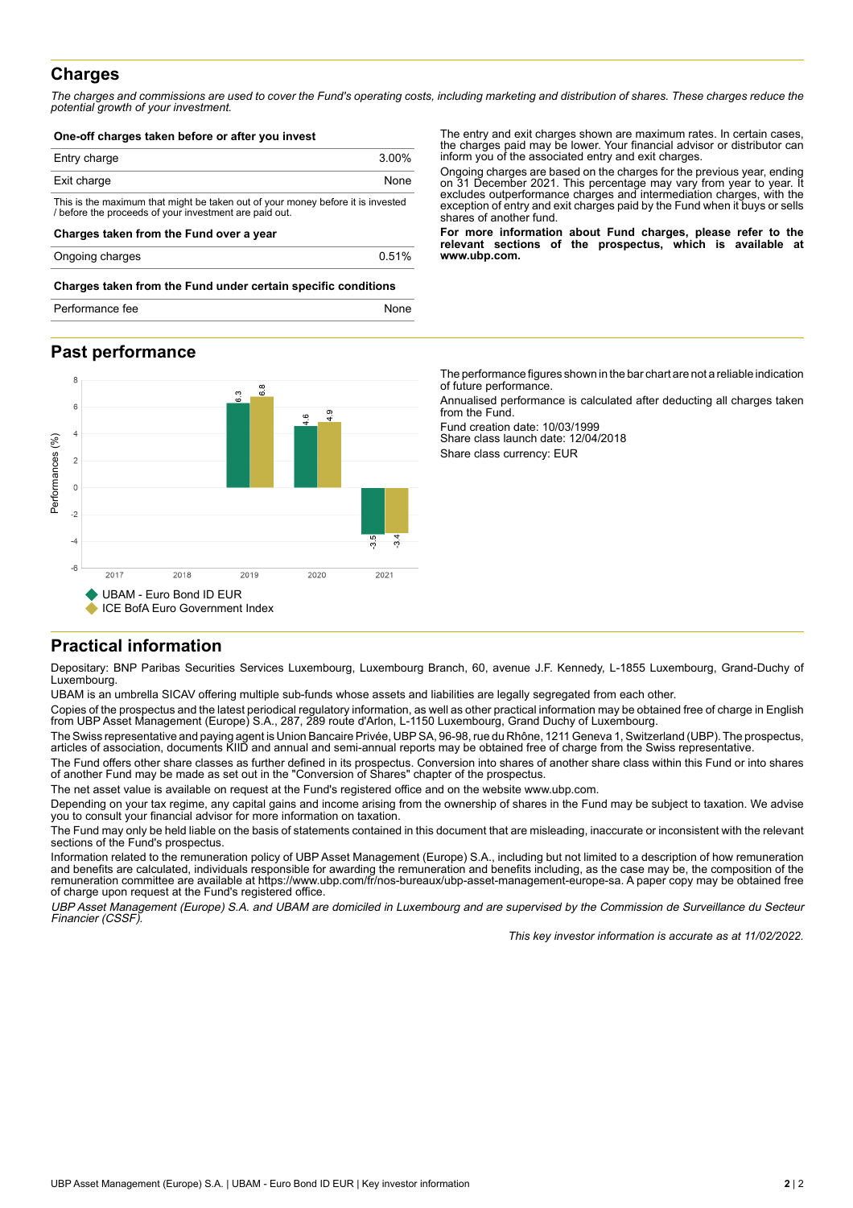## Charges

*The charges and commissions are used to cover the Fund's operating costs, including marketing and distribution of shares. These charges reduce the potential growth of your investment.*

| **One-off charges taken before or after you invest** | |
|---|---|
| Entry charge | 3.00% |
| Exit charge | None |

This is the maximum that might be taken out of your money before it is invested / before the proceeds of your investment are paid out.

| **Charges taken from the Fund over a year** | |
|---|---|
| Ongoing charges | 0.51% |

| **Charges taken from the Fund under certain specific conditions** | |
|---|---|
| Performance fee | None |

The entry and exit charges shown are maximum rates. In certain cases, the charges paid may be lower. Your financial advisor or distributor can inform you of the associated entry and exit charges.

Ongoing charges are based on the charges for the previous year, ending on 31 December 2021. This percentage may vary from year to year. It excludes outperformance charges and intermediation charges, with the exception of entry and exit charges paid by the Fund when it buys or sells shares of another fund.

**For more information about Fund charges, please refer to the relevant sections of the prospectus, which is available at www.ubp.com.**

## Past performance

Performances (%)

8
6
4
2
0
-2
-4
-6

2017 2018 2019 2020 2021

6.3 6.8
4.6 4.9
-3.5 -3.4

UBAM - Euro Bond ID EUR
ICE BofA Euro Government Index

The performance figures shown in the bar chart are not a reliable indication of future performance.

Annualised performance is calculated after deducting all charges taken from the Fund.

Fund creation date: 10/03/1999
Share class launch date: 12/04/2018
Share class currency: EUR

## Practical information

Depositary: BNP Paribas Securities Services Luxembourg, Luxembourg Branch, 60, avenue J.F. Kennedy, L-1855 Luxembourg, Grand-Duchy of Luxembourg.

UBAM is an umbrella SICAV offering multiple sub-funds whose assets and liabilities are legally segregated from each other.

Copies of the prospectus and the latest periodical regulatory information, as well as other practical information may be obtained free of charge in English from UBP Asset Management (Europe) S.A., 287, 289 route d'Arlon, L-1150 Luxembourg, Grand Duchy of Luxembourg.

The Swiss representative and paying agent is Union Bancaire Privée, UBP SA, 96-98, rue du Rhône, 1211 Geneva 1, Switzerland (UBP). The prospectus, articles of association, documents KIID and annual and semi-annual reports may be obtained free of charge from the Swiss representative.

The Fund offers other share classes as further defined in its prospectus. Conversion into shares of another share class within this Fund or into shares of another Fund may be made as set out in the "Conversion of Shares" chapter of the prospectus.

The net asset value is available on request at the Fund's registered office and on the website www.ubp.com.

Depending on your tax regime, any capital gains and income arising from the ownership of shares in the Fund may be subject to taxation. We advise you to consult your financial advisor for more information on taxation.

The Fund may only be held liable on the basis of statements contained in this document that are misleading, inaccurate or inconsistent with the relevant sections of the Fund's prospectus.

Information related to the remuneration policy of UBP Asset Management (Europe) S.A., including but not limited to a description of how remuneration and benefits are calculated, individuals responsible for awarding the remuneration and benefits including, as the case may be, the composition of the remuneration committee are available at https://www.ubp.com/fr/nos-bureaux/ubp-asset-management-europe-sa. A paper copy may be obtained free of charge upon request at the Fund's registered office.

*UBP Asset Management (Europe) S.A. and UBAM are domiciled in Luxembourg and are supervised by the Commission de Surveillance du Secteur Financier (CSSF).*

*This key investor information is accurate as at 11/02/2022.*